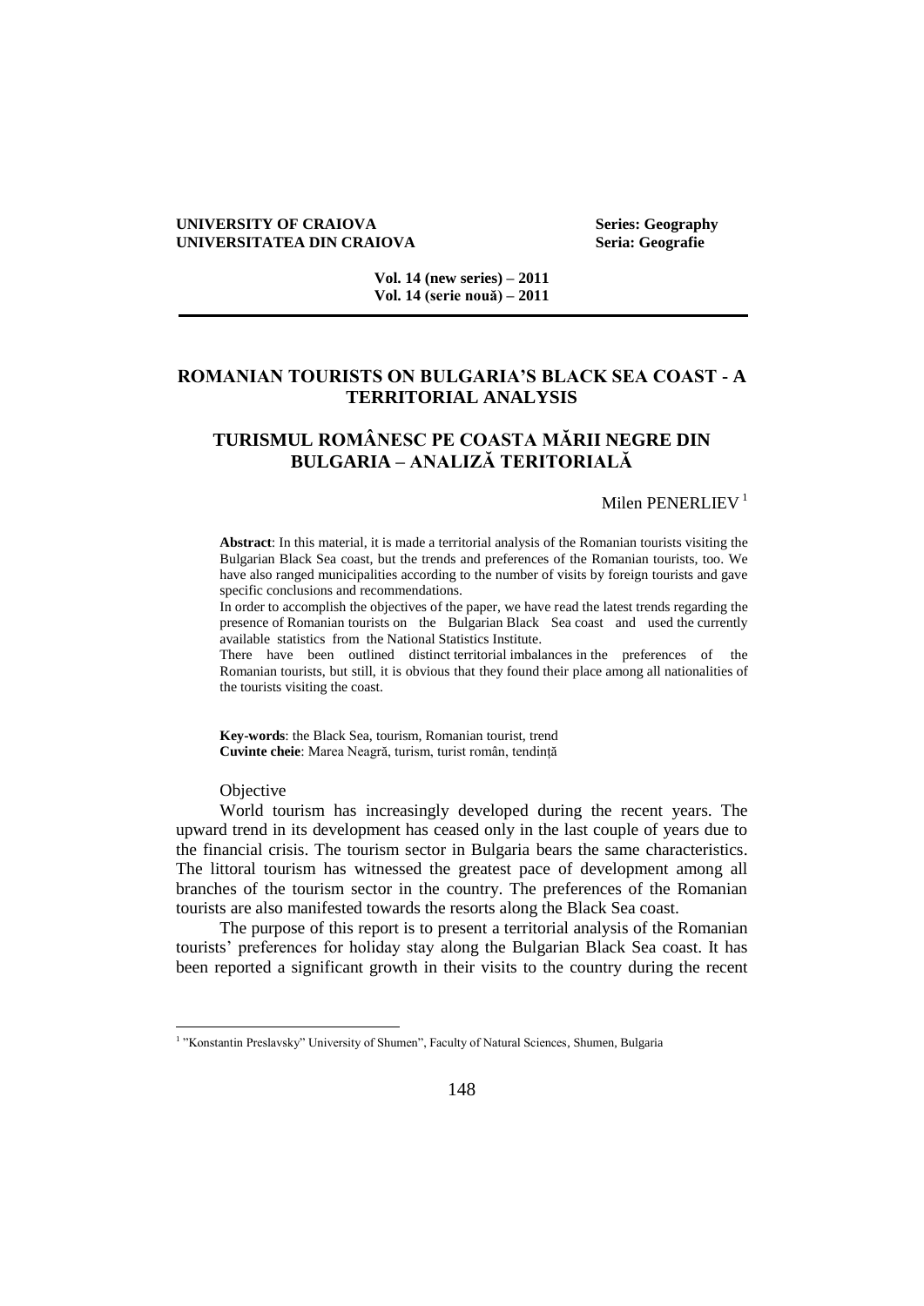**UNIVERSITY OF CRAIOVA** **Series: Geography**
**UNIVERSITATEA DIN CRAIOVA** **Seria: Geografie**

**Vol. 14 (new series) – 2011**
**Vol. 14 (serie nouă) – 2011**

# ROMANIAN TOURISTS ON BULGARIA'S BLACK SEA COAST - A TERRITORIAL ANALYSIS

# TURISMUL ROMÂNESC PE COASTA MĂRII NEGRE DIN BULGARIA – ANALIZĂ TERITORIALĂ

Milen PENERLIEV [1]

**Abstract**: In this material, it is made a territorial analysis of the Romanian tourists visiting the Bulgarian Black Sea coast, but the trends and preferences of the Romanian tourists, too. We have also ranged municipalities according to the number of visits by foreign tourists and gave specific conclusions and recommendations.

In order to accomplish the objectives of the paper, we have read the latest trends regarding the presence of Romanian tourists on the Bulgarian Black Sea coast and used the currently available statistics from the National Statistics Institute.

There have been outlined distinct territorial imbalances in the preferences of the Romanian tourists, but still, it is obvious that they found their place among all nationalities of the tourists visiting the coast.

**Key-words**: the Black Sea, tourism, Romanian tourist, trend
**Cuvinte cheie**: Marea Neagră, turism, turist român, tendință

Objective

World tourism has increasingly developed during the recent years. The upward trend in its development has ceased only in the last couple of years due to the financial crisis. The tourism sector in Bulgaria bears the same characteristics. The littoral tourism has witnessed the greatest pace of development among all branches of the tourism sector in the country. The preferences of the Romanian tourists are also manifested towards the resorts along the Black Sea coast.

The purpose of this report is to present a territorial analysis of the Romanian tourists' preferences for holiday stay along the Bulgarian Black Sea coast. It has been reported a significant growth in their visits to the country during the recent

[1] "Konstantin Preslavsky" University of Shumen", Faculty of Natural Sciences, Shumen, Bulgaria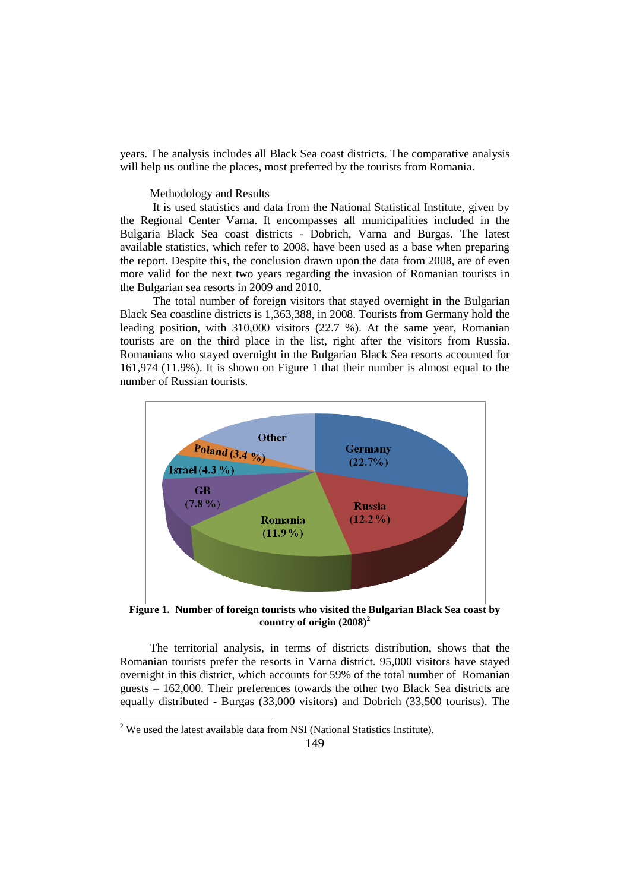years. The analysis includes all Black Sea coast districts. The comparative analysis will help us outline the places, most preferred by the tourists from Romania.

Methodology and Results

It is used statistics and data from the National Statistical Institute, given by the Regional Center Varna. It encompasses all municipalities included in the Bulgaria Black Sea coast districts - Dobrich, Varna and Burgas. The latest available statistics, which refer to 2008, have been used as a base when preparing the report. Despite this, the conclusion drawn upon the data from 2008, are of even more valid for the next two years regarding the invasion of Romanian tourists in the Bulgarian sea resorts in 2009 and 2010.

The total number of foreign visitors that stayed overnight in the Bulgarian Black Sea coastline districts is 1,363,388, in 2008. Tourists from Germany hold the leading position, with 310,000 visitors (22.7 %). At the same year, Romanian tourists are on the third place in the list, right after the visitors from Russia. Romanians who stayed overnight in the Bulgarian Black Sea resorts accounted for 161,974 (11.9%). It is shown on Figure 1 that their number is almost equal to the number of Russian tourists.

**Figure 1. Number of foreign tourists who visited the Bulgarian Black Sea coast by country of origin (2008)[2]**

The territorial analysis, in terms of districts distribution, shows that the Romanian tourists prefer the resorts in Varna district. 95,000 visitors have stayed overnight in this district, which accounts for 59% of the total number of Romanian guests – 162,000. Their preferences towards the other two Black Sea districts are equally distributed - Burgas (33,000 visitors) and Dobrich (33,500 tourists). The

[2] We used the latest available data from NSI (National Statistics Institute).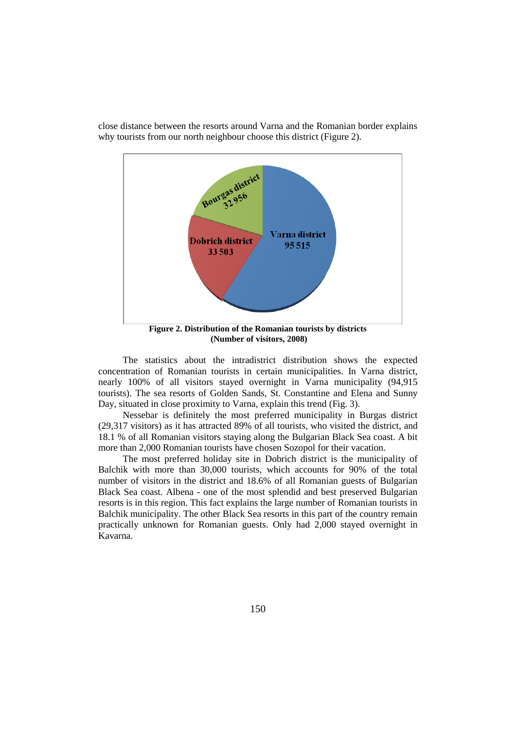close distance between the resorts around Varna and the Romanian border explains why tourists from our north neighbour choose this district (Figure 2).

**Figure 2. Distribution of the Romanian tourists by districts (Number of visitors, 2008)**

The statistics about the intradistrict distribution shows the expected concentration of Romanian tourists in certain municipalities. In Varna district, nearly 100% of all visitors stayed overnight in Varna municipality (94,915 tourists). The sea resorts of Golden Sands, St. Constantine and Elena and Sunny Day, situated in close proximity to Varna, explain this trend (Fig. 3).

Nessebar is definitely the most preferred municipality in Burgas district (29,317 visitors) as it has attracted 89% of all tourists, who visited the district, and 18.1 % of all Romanian visitors staying along the Bulgarian Black Sea coast. A bit more than 2,000 Romanian tourists have chosen Sozopol for their vacation.

The most preferred holiday site in Dobrich district is the municipality of Balchik with more than 30,000 tourists, which accounts for 90% of the total number of visitors in the district and 18.6% of all Romanian guests of Bulgarian Black Sea coast. Albena - one of the most splendid and best preserved Bulgarian resorts is in this region. This fact explains the large number of Romanian tourists in Balchik municipality. The other Black Sea resorts in this part of the country remain practically unknown for Romanian guests. Only had 2,000 stayed overnight in Kavarna.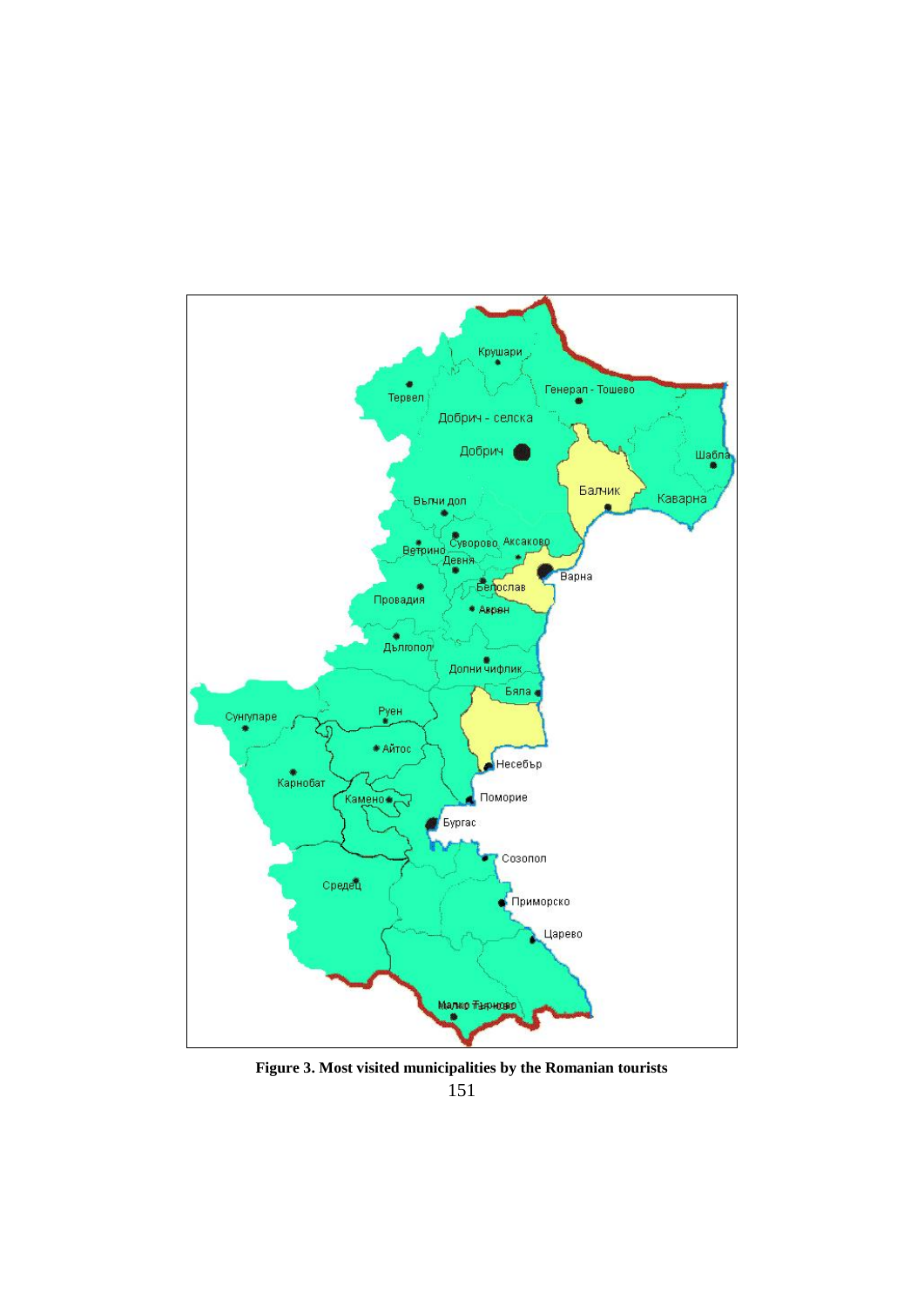**Figure 3. Most visited municipalities by the Romanian tourists**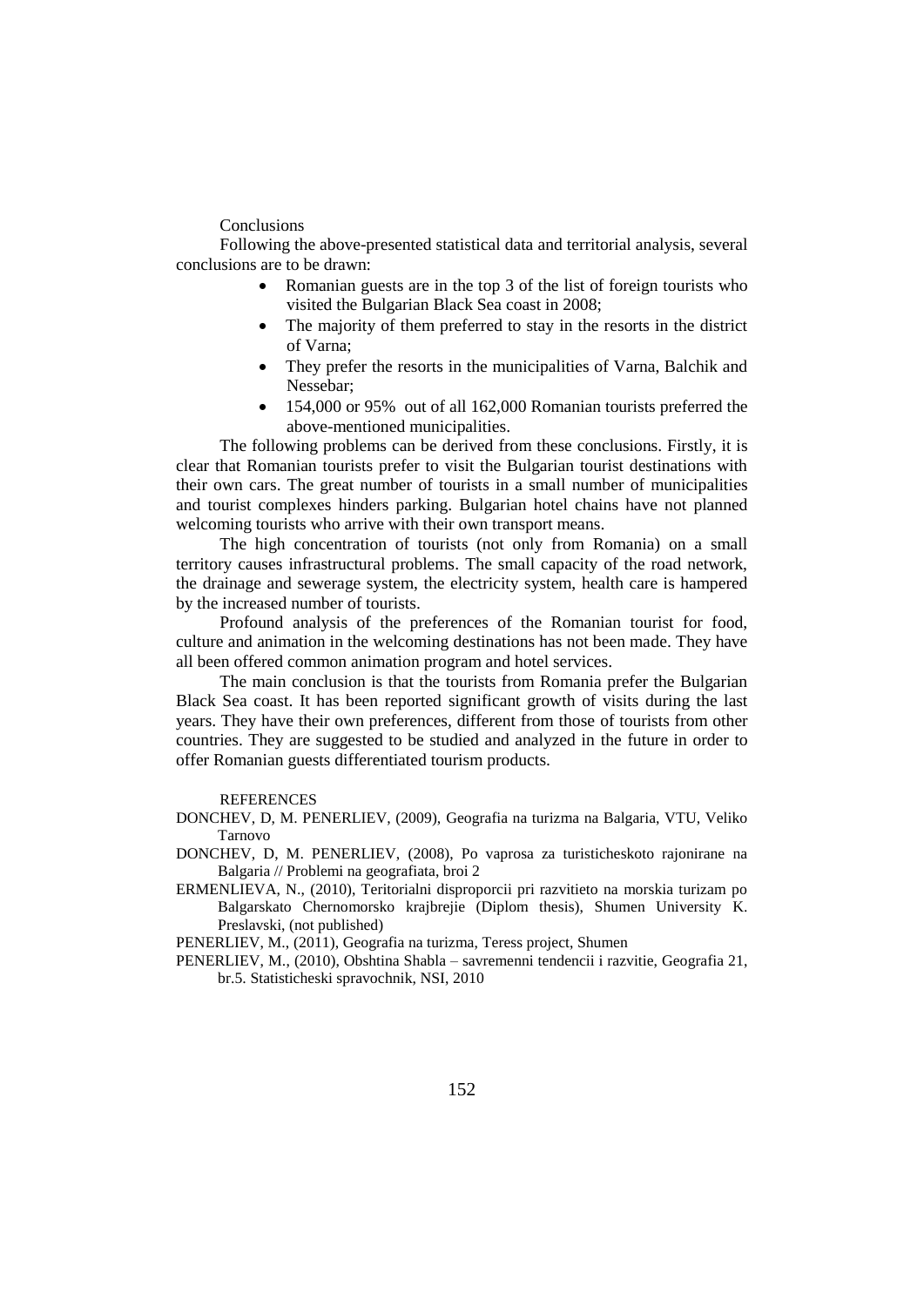## Conclusions

Following the above-presented statistical data and territorial analysis, several conclusions are to be drawn:

- Romanian guests are in the top 3 of the list of foreign tourists who visited the Bulgarian Black Sea coast in 2008;
- The majority of them preferred to stay in the resorts in the district of Varna;
- They prefer the resorts in the municipalities of Varna, Balchik and Nessebar;
- 154,000 or 95% out of all 162,000 Romanian tourists preferred the above-mentioned municipalities.

The following problems can be derived from these conclusions. Firstly, it is clear that Romanian tourists prefer to visit the Bulgarian tourist destinations with their own cars. The great number of tourists in a small number of municipalities and tourist complexes hinders parking. Bulgarian hotel chains have not planned welcoming tourists who arrive with their own transport means.

The high concentration of tourists (not only from Romania) on a small territory causes infrastructural problems. The small capacity of the road network, the drainage and sewerage system, the electricity system, health care is hampered by the increased number of tourists.

Profound analysis of the preferences of the Romanian tourist for food, culture and animation in the welcoming destinations has not been made. They have all been offered common animation program and hotel services.

The main conclusion is that the tourists from Romania prefer the Bulgarian Black Sea coast. It has been reported significant growth of visits during the last years. They have their own preferences, different from those of tourists from other countries. They are suggested to be studied and analyzed in the future in order to offer Romanian guests differentiated tourism products.

## REFERENCES

DONCHEV, D, M. PENERLIEV, (2009), Geografia na turizma na Balgaria, VTU, Veliko Tarnovo

DONCHEV, D, M. PENERLIEV, (2008), Po vaprosa za turisticheskoto rajonirane na Balgaria // Problemi na geografiata, broi 2

ERMENLIEVA, N., (2010), Teritorialni disproporcii pri razvitieto na morskia turizam po Balgarskato Chernomorsko krajbrejie (Diplom thesis), Shumen University K. Preslavski, (not published)

PENERLIEV, M., (2011), Geografia na turizma, Teress project, Shumen

PENERLIEV, M., (2010), Obshtina Shabla – savremenni tendencii i razvitie, Geografia 21, br.5. Statisticheski spravochnik, NSI, 2010